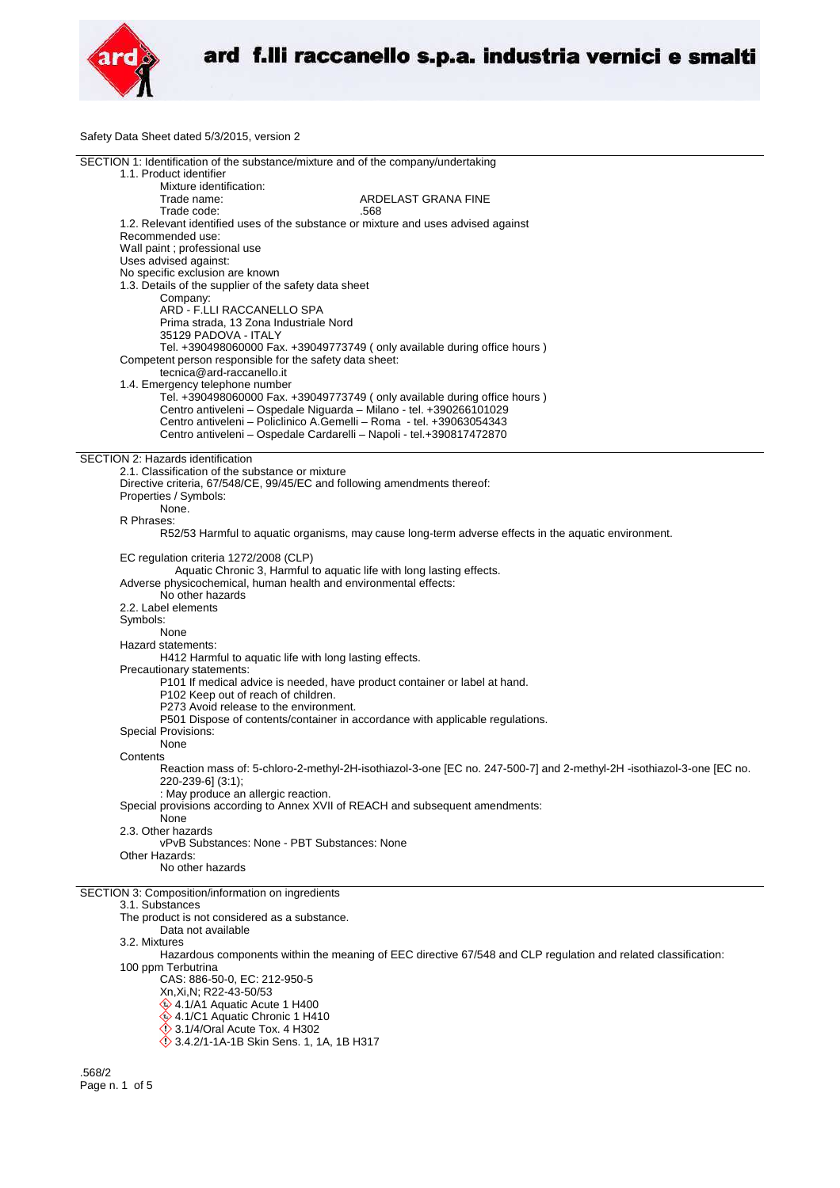Safety Data Sheet dated 5/3/2015, version 2

## SECTION 1: Identification of the substance/mixture and of the company/undertaking

1.1. Product identifier

Mixture identification:

Trade name: ARDELAST GRANA FINE

Trade code: .568

1.2. Relevant identified uses of the substance or mixture and uses advised against

Recommended use:

Wall paint ; professional use

Uses advised against:

No specific exclusion are known

1.3. Details of the supplier of the safety data sheet

Company:

ARD - F.LLI RACCANELLO SPA

Prima strada, 13 Zona Industriale Nord

35129 PADOVA - ITALY

Tel. +390498060000 Fax. +39049773749 ( only available during office hours )

Competent person responsible for the safety data sheet:

tecnica@ard-raccanello.it

1.4. Emergency telephone number

Tel. +390498060000 Fax. +39049773749 ( only available during office hours )

Centro antiveleni – Ospedale Niguarda – Milano - tel. +390266101029

Centro antiveleni – Policlinico A.Gemelli – Roma - tel. +39063054343

Centro antiveleni – Ospedale Cardarelli – Napoli - tel.+390817472870

## SECTION 2: Hazards identification

2.1. Classification of the substance or mixture

Directive criteria, 67/548/CE, 99/45/EC and following amendments thereof:

Properties / Symbols:

None.

R Phrases:

R52/53 Harmful to aquatic organisms, may cause long-term adverse effects in the aquatic environment.

EC regulation criteria 1272/2008 (CLP)

Aquatic Chronic 3, Harmful to aquatic life with long lasting effects.

Adverse physicochemical, human health and environmental effects:

No other hazards

2.2. Label elements

Symbols:

None

Hazard statements:

H412 Harmful to aquatic life with long lasting effects.

Precautionary statements:

P101 If medical advice is needed, have product container or label at hand.

P102 Keep out of reach of children.

P273 Avoid release to the environment.

P501 Dispose of contents/container in accordance with applicable regulations.

Special Provisions:

None

Contents

Reaction mass of: 5-chloro-2-methyl-2H-isothiazol-3-one [EC no. 247-500-7] and 2-methyl-2H -isothiazol-3-one [EC no. 220-239-6] (3:1);

: May produce an allergic reaction.

Special provisions according to Annex XVII of REACH and subsequent amendments:

None

2.3. Other hazards

vPvB Substances: None - PBT Substances: None

Other Hazards:

No other hazards

## SECTION 3: Composition/information on ingredients

3.1. Substances

The product is not considered as a substance.

Data not available

3.2. Mixtures

Hazardous components within the meaning of EEC directive 67/548 and CLP regulation and related classification:

100 ppm Terbutrina

CAS: 886-50-0, EC: 212-950-5

Xn,Xi,N; R22-43-50/53

4.1/A1 Aquatic Acute 1 H400

4.1/C1 Aquatic Chronic 1 H410

3.1/4/Oral Acute Tox. 4 H302

3.4.2/1-1A-1B Skin Sens. 1, 1A, 1B H317

.568/2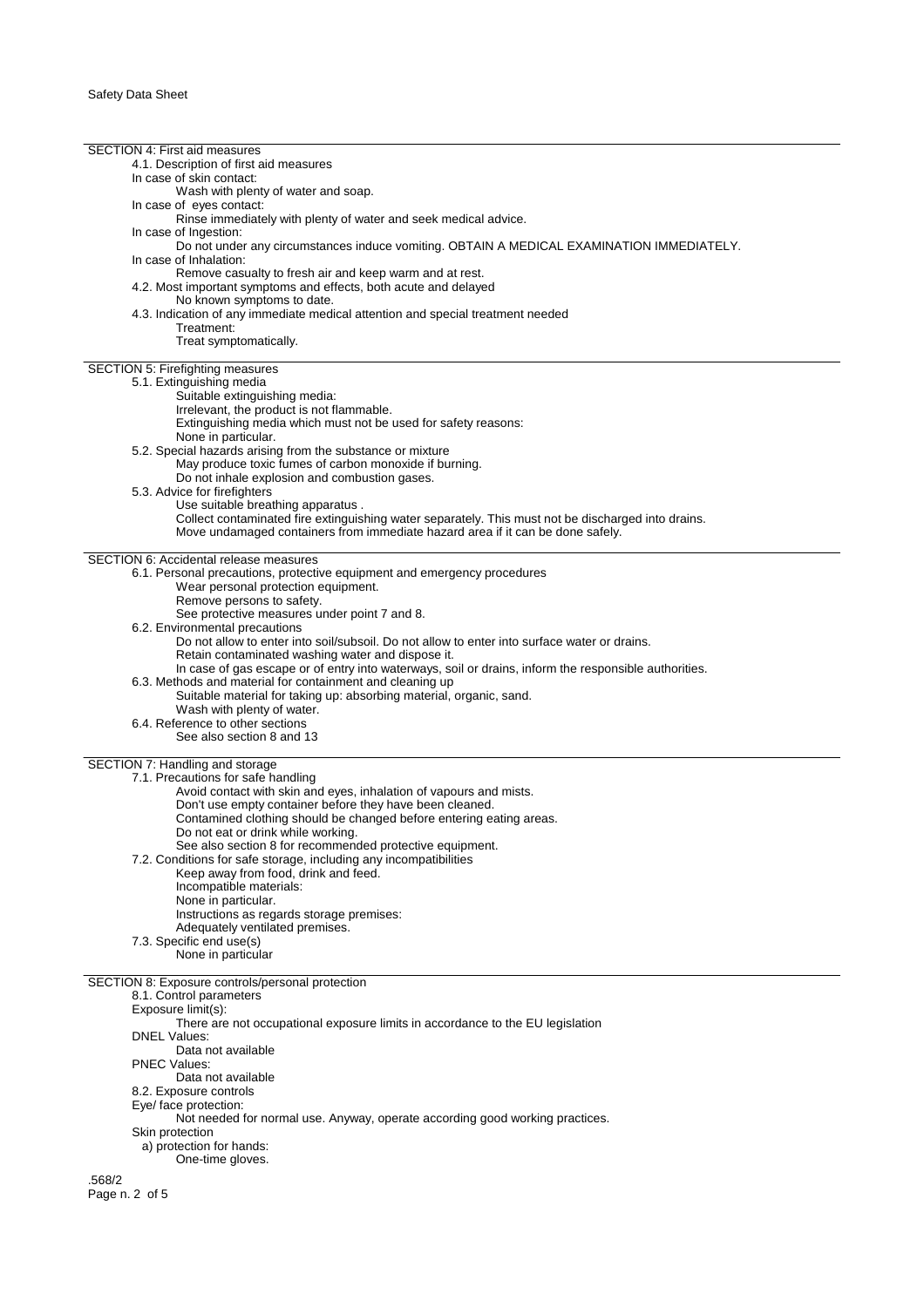## SECTION 4: First aid measures

4.1. Description of first aid measures

In case of skin contact:

Wash with plenty of water and soap.

In case of eyes contact:

Rinse immediately with plenty of water and seek medical advice.

In case of Ingestion:

Do not under any circumstances induce vomiting. OBTAIN A MEDICAL EXAMINATION IMMEDIATELY.

In case of Inhalation:

Remove casualty to fresh air and keep warm and at rest.

4.2. Most important symptoms and effects, both acute and delayed

No known symptoms to date.

4.3. Indication of any immediate medical attention and special treatment needed

Treatment:

Treat symptomatically.

## SECTION 5: Firefighting measures

5.1. Extinguishing media

Suitable extinguishing media:

Irrelevant, the product is not flammable.

Extinguishing media which must not be used for safety reasons:

None in particular.

5.2. Special hazards arising from the substance or mixture

May produce toxic fumes of carbon monoxide if burning.

Do not inhale explosion and combustion gases.

5.3. Advice for firefighters

Use suitable breathing apparatus .

Collect contaminated fire extinguishing water separately. This must not be discharged into drains.

Move undamaged containers from immediate hazard area if it can be done safely.

## SECTION 6: Accidental release measures

6.1. Personal precautions, protective equipment and emergency procedures

Wear personal protection equipment.

Remove persons to safety.

See protective measures under point 7 and 8.

6.2. Environmental precautions

Do not allow to enter into soil/subsoil. Do not allow to enter into surface water or drains.

Retain contaminated washing water and dispose it.

In case of gas escape or of entry into waterways, soil or drains, inform the responsible authorities.

6.3. Methods and material for containment and cleaning up

Suitable material for taking up: absorbing material, organic, sand.

Wash with plenty of water.

6.4. Reference to other sections

See also section 8 and 13

## SECTION 7: Handling and storage

7.1. Precautions for safe handling

Avoid contact with skin and eyes, inhalation of vapours and mists.

Don't use empty container before they have been cleaned.

Contamined clothing should be changed before entering eating areas.

Do not eat or drink while working.

See also section 8 for recommended protective equipment.

7.2. Conditions for safe storage, including any incompatibilities

Keep away from food, drink and feed.

Incompatible materials:

None in particular.

Instructions as regards storage premises:

Adequately ventilated premises.

7.3. Specific end use(s)

None in particular

## SECTION 8: Exposure controls/personal protection

8.1. Control parameters

Exposure limit(s):

There are not occupational exposure limits in accordance to the EU legislation

DNEL Values:

Data not available

PNEC Values:

Data not available

8.2. Exposure controls

Eye/ face protection:

Not needed for normal use. Anyway, operate according good working practices.

Skin protection

a) protection for hands:

One-time gloves.

.568/2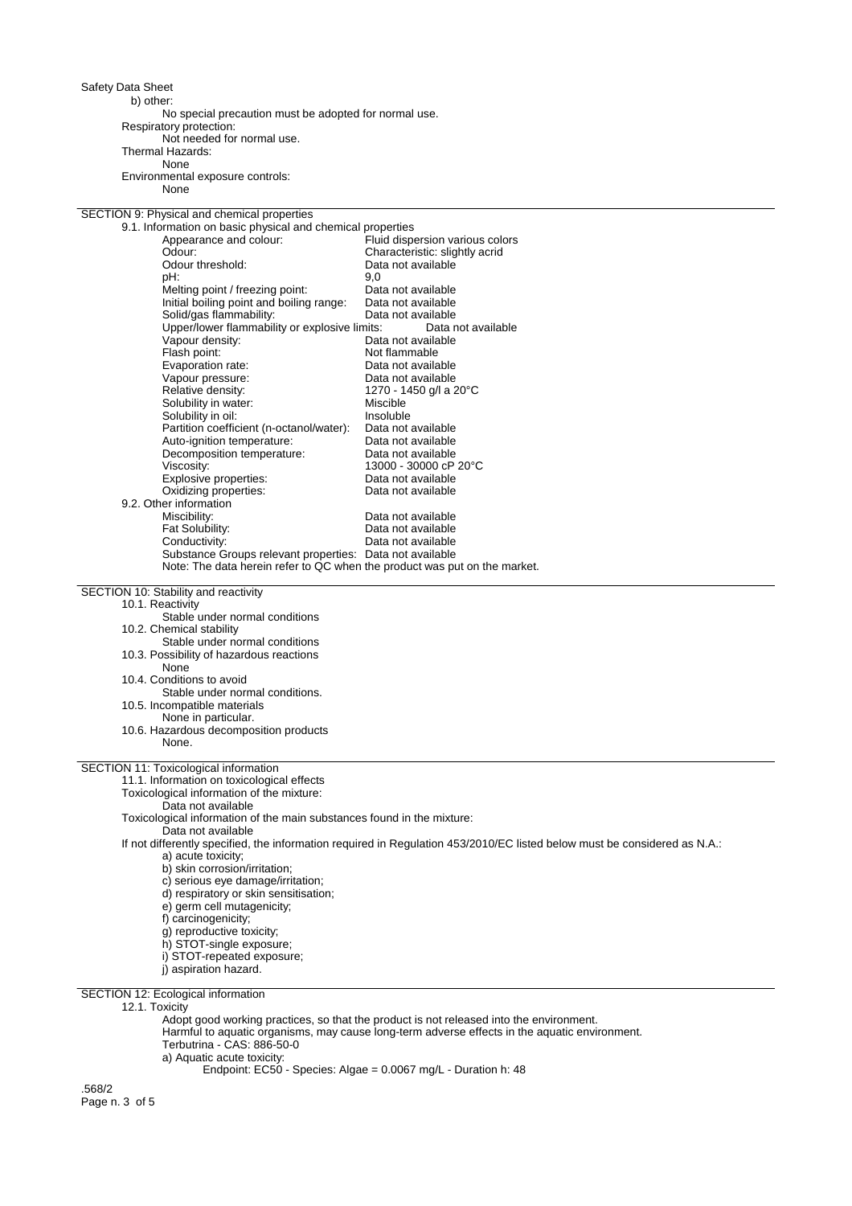b) other:

No special precaution must be adopted for normal use.

Respiratory protection:

Not needed for normal use.

Thermal Hazards:

None

Environmental exposure controls:

None

## SECTION 9: Physical and chemical properties

9.1. Information on basic physical and chemical properties

| Property | Value |
|---|---|
| Appearance and colour: | Fluid dispersion various colors |
| Odour: | Characteristic: slightly acrid |
| Odour threshold: | Data not available |
| pH: | 9,0 |
| Melting point / freezing point: | Data not available |
| Initial boiling point and boiling range: | Data not available |
| Solid/gas flammability: | Data not available |
| Upper/lower flammability or explosive limits: | Data not available |
| Vapour density: | Data not available |
| Flash point: | Not flammable |
| Evaporation rate: | Data not available |
| Vapour pressure: | Data not available |
| Relative density: | 1270 - 1450 g/l a 20°C |
| Solubility in water: | Miscible |
| Solubility in oil: | Insoluble |
| Partition coefficient (n-octanol/water): | Data not available |
| Auto-ignition temperature: | Data not available |
| Decomposition temperature: | Data not available |
| Viscosity: | 13000 - 30000 cP 20°C |
| Explosive properties: | Data not available |
| Oxidizing properties: | Data not available |

9.2. Other information

| Property | Value |
|---|---|
| Miscibility: | Data not available |
| Fat Solubility: | Data not available |
| Conductivity: | Data not available |
| Substance Groups relevant properties: | Data not available |

Note: The data herein refer to QC when the product was put on the market.

## SECTION 10: Stability and reactivity

10.1. Reactivity

Stable under normal conditions

10.2. Chemical stability

Stable under normal conditions

10.3. Possibility of hazardous reactions

None

10.4. Conditions to avoid

Stable under normal conditions.

10.5. Incompatible materials

None in particular.

10.6. Hazardous decomposition products

None.

## SECTION 11: Toxicological information

11.1. Information on toxicological effects

Toxicological information of the mixture:

Data not available

Toxicological information of the main substances found in the mixture:

Data not available

If not differently specified, the information required in Regulation 453/2010/EC listed below must be considered as N.A.:

a) acute toxicity;
b) skin corrosion/irritation;
c) serious eye damage/irritation;
d) respiratory or skin sensitisation;
e) germ cell mutagenicity;
f) carcinogenicity;
g) reproductive toxicity;
h) STOT-single exposure;
i) STOT-repeated exposure;
j) aspiration hazard.

## SECTION 12: Ecological information

12.1. Toxicity

Adopt good working practices, so that the product is not released into the environment.
Harmful to aquatic organisms, may cause long-term adverse effects in the aquatic environment.
Terbutrina - CAS: 886-50-0

a) Aquatic acute toxicity:

Endpoint: EC50 - Species: Algae = 0.0067 mg/L - Duration h: 48

.568/2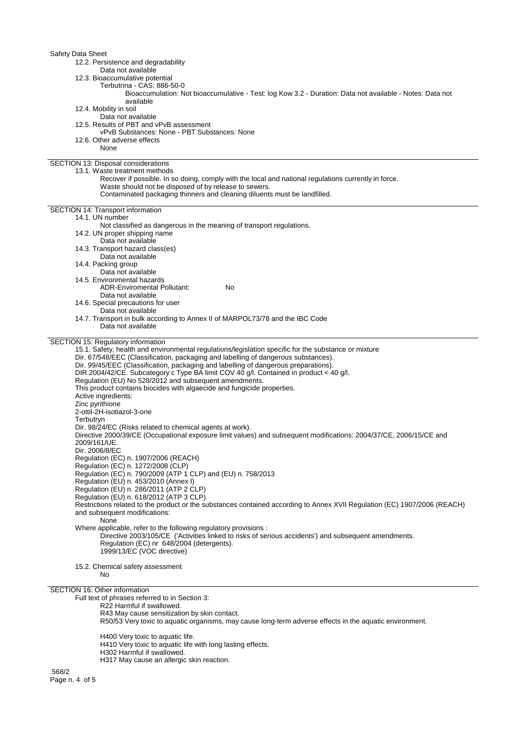12.2. Persistence and degradability

Data not available

12.3. Bioaccumulative potential

Terbutrina - CAS: 886-50-0

Bioaccumulation: Not bioaccumulative - Test: log Kow 3.2 - Duration: Data not available - Notes: Data not available

12.4. Mobility in soil

Data not available

12.5. Results of PBT and vPvB assessment

vPvB Substances: None - PBT Substances: None

12.6. Other adverse effects

None

## SECTION 13: Disposal considerations

13.1. Waste treatment methods

Recover if possible. In so doing, comply with the local and national regulations currently in force.
Waste should not be disposed of by release to sewers.
Contaminated packaging thinners and cleaning diluents must be landfilled.

## SECTION 14: Transport information

14.1. UN number

Not classified as dangerous in the meaning of transport regulations.

14.2. UN proper shipping name

Data not available

14.3. Transport hazard class(es)

Data not available

14.4. Packing group

Data not available

14.5. Environmental hazards

ADR-Enviromental Pollutant: No

Data not available

14.6. Special precautions for user

Data not available

14.7. Transport in bulk according to Annex II of MARPOL73/78 and the IBC Code

Data not available

## SECTION 15: Regulatory information

15.1. Safety, health and environmental regulations/legislation specific for the substance or mixture

Dir. 67/548/EEC (Classification, packaging and labelling of dangerous substances).
Dir. 99/45/EEC (Classification, packaging and labelling of dangerous preparations).
DIR.2004/42/CE. Subcategory c Type BA limit COV 40 g/l. Contained in product < 40 g/l.
Regulation (EU) No 528/2012 and subsequent amendments.
This product contains biocides with algaecide and fungicide properties.
Active ingredients:
Zinc pyrithione
2-ottil-2H-isotiazol-3-one
Terbutryn
Dir. 98/24/EC (Risks related to chemical agents at work).
Directive 2000/39/CE (Occupational exposure limit values) and subsequent modifications: 2004/37/CE, 2006/15/CE and 2009/161/UE.
Dir. 2006/8/EC
Regulation (EC) n. 1907/2006 (REACH)
Regulation (EC) n. 1272/2008 (CLP)
Regulation (EC) n. 790/2009 (ATP 1 CLP) and (EU) n. 758/2013
Regulation (EU) n. 453/2010 (Annex I)
Regulation (EU) n. 286/2011 (ATP 2 CLP)
Regulation (EU) n. 618/2012 (ATP 3 CLP)
Restrictions related to the product or the substances contained according to Annex XVII Regulation (EC) 1907/2006 (REACH) and subsequent modifications:

None

Where applicable, refer to the following regulatory provisions :

Directive 2003/105/CE ('Activities linked to risks of serious accidents') and subsequent amendments.
Regulation (EC) nr 648/2004 (detergents).
1999/13/EC (VOC directive)

15.2. Chemical safety assessment

No

## SECTION 16: Other information

Full text of phrases referred to in Section 3:

R22 Harmful if swallowed.
R43 May cause sensitization by skin contact.
R50/53 Very toxic to aquatic organisms, may cause long-term adverse effects in the aquatic environment.

H400 Very toxic to aquatic life.
H410 Very toxic to aquatic life with long lasting effects.
H302 Harmful if swallowed.
H317 May cause an allergic skin reaction.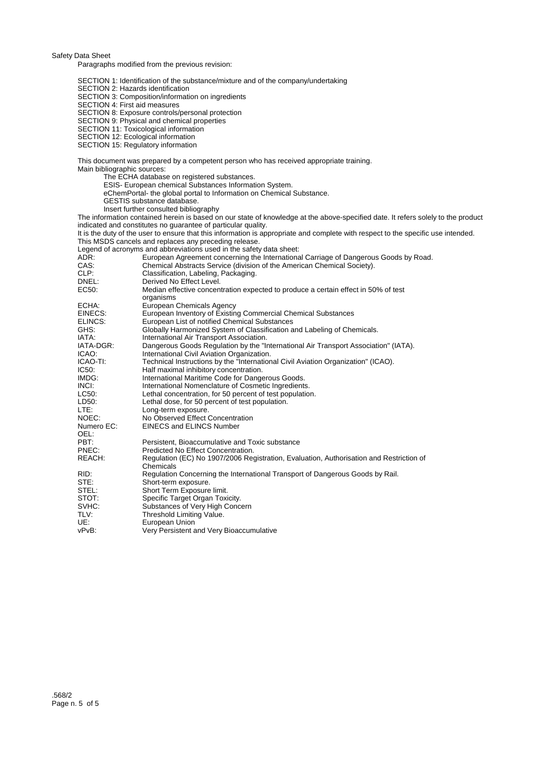Safety Data Sheet

Paragraphs modified from the previous revision:

SECTION 1: Identification of the substance/mixture and of the company/undertaking
SECTION 2: Hazards identification
SECTION 3: Composition/information on ingredients
SECTION 4: First aid measures
SECTION 8: Exposure controls/personal protection
SECTION 9: Physical and chemical properties
SECTION 11: Toxicological information
SECTION 12: Ecological information
SECTION 15: Regulatory information

This document was prepared by a competent person who has received appropriate training.

Main bibliographic sources:

- The ECHA database on registered substances.
- ESIS- European chemical Substances Information System.
- eChemPortal- the global portal to Information on Chemical Substance.
- GESTIS substance database.
- Insert further consulted bibliography

The information contained herein is based on our state of knowledge at the above-specified date. It refers solely to the product indicated and constitutes no guarantee of particular quality.

It is the duty of the user to ensure that this information is appropriate and complete with respect to the specific use intended.

This MSDS cancels and replaces any preceding release.

Legend of acronyms and abbreviations used in the safety data sheet:

| | |
|---|---|
| ADR: | European Agreement concerning the International Carriage of Dangerous Goods by Road. |
| CAS: | Chemical Abstracts Service (division of the American Chemical Society). |
| CLP: | Classification, Labeling, Packaging. |
| DNEL: | Derived No Effect Level. |
| EC50: | Median effective concentration expected to produce a certain effect in 50% of test organisms |
| ECHA: | European Chemicals Agency |
| EINECS: | European Inventory of Existing Commercial Chemical Substances |
| ELINCS: | European List of notified Chemical Substances |
| GHS: | Globally Harmonized System of Classification and Labeling of Chemicals. |
| IATA: | International Air Transport Association. |
| IATA-DGR: | Dangerous Goods Regulation by the "International Air Transport Association" (IATA). |
| ICAO: | International Civil Aviation Organization. |
| ICAO-TI: | Technical Instructions by the "International Civil Aviation Organization" (ICAO). |
| IC50: | Half maximal inhibitory concentration. |
| IMDG: | International Maritime Code for Dangerous Goods. |
| INCI: | International Nomenclature of Cosmetic Ingredients. |
| LC50: | Lethal concentration, for 50 percent of test population. |
| LD50: | Lethal dose, for 50 percent of test population. |
| LTE: | Long-term exposure. |
| NOEC: | No Observed Effect Concentration |
| Numero EC: | EINECS and ELINCS Number |
| OEL: | |
| PBT: | Persistent, Bioaccumulative and Toxic substance |
| PNEC: | Predicted No Effect Concentration. |
| REACH: | Regulation (EC) No 1907/2006 Registration, Evaluation, Authorisation and Restriction of Chemicals |
| RID: | Regulation Concerning the International Transport of Dangerous Goods by Rail. |
| STE: | Short-term exposure. |
| STEL: | Short Term Exposure limit. |
| STOT: | Specific Target Organ Toxicity. |
| SVHC: | Substances of Very High Concern |
| TLV: | Threshold Limiting Value. |
| UE: | European Union |
| vPvB: | Very Persistent and Very Bioaccumulative |

.568/2